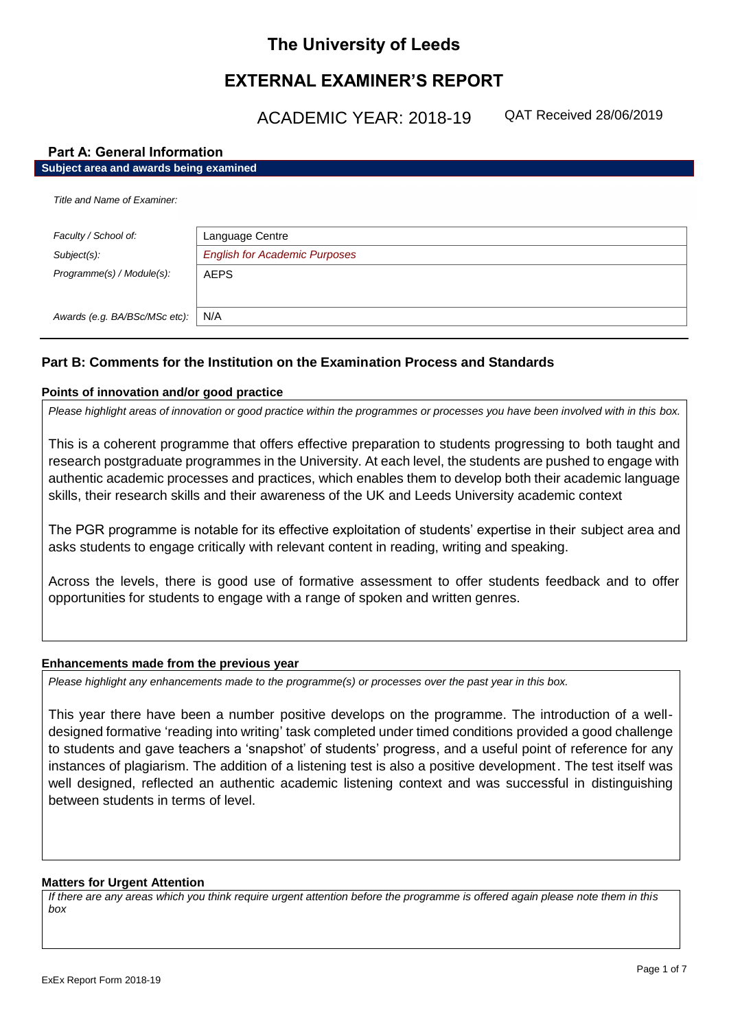# The University of Leeds

# EXTERNAL EXAMINER'S REPORT

ACADEMIC YEAR: 2018-19 QAT Received 28/06/2019

## Part A: General Information

**Subject area and awards being examined**

| | |
|---|---|
| *Title and Name of Examiner:* | |
| *Faculty / School of:* | Language Centre |
| *Subject(s):* | *English for Academic Purposes* |
| *Programme(s) / Module(s):* | AEPS |
| *Awards (e.g. BA/BSc/MSc etc):* | N/A |

## Part B: Comments for the Institution on the Examination Process and Standards

### Points of innovation and/or good practice

*Please highlight areas of innovation or good practice within the programmes or processes you have been involved with in this box.*

This is a coherent programme that offers effective preparation to students progressing to both taught and research postgraduate programmes in the University. At each level, the students are pushed to engage with authentic academic processes and practices, which enables them to develop both their academic language skills, their research skills and their awareness of the UK and Leeds University academic context

The PGR programme is notable for its effective exploitation of students' expertise in their subject area and asks students to engage critically with relevant content in reading, writing and speaking.

Across the levels, there is good use of formative assessment to offer students feedback and to offer opportunities for students to engage with a range of spoken and written genres.

### Enhancements made from the previous year

*Please highlight any enhancements made to the programme(s) or processes over the past year in this box.*

This year there have been a number positive develops on the programme. The introduction of a well-designed formative 'reading into writing' task completed under timed conditions provided a good challenge to students and gave teachers a 'snapshot' of students' progress, and a useful point of reference for any instances of plagiarism. The addition of a listening test is also a positive development. The test itself was well designed, reflected an authentic academic listening context and was successful in distinguishing between students in terms of level.

### Matters for Urgent Attention

*If there are any areas which you think require urgent attention before the programme is offered again please note them in this box*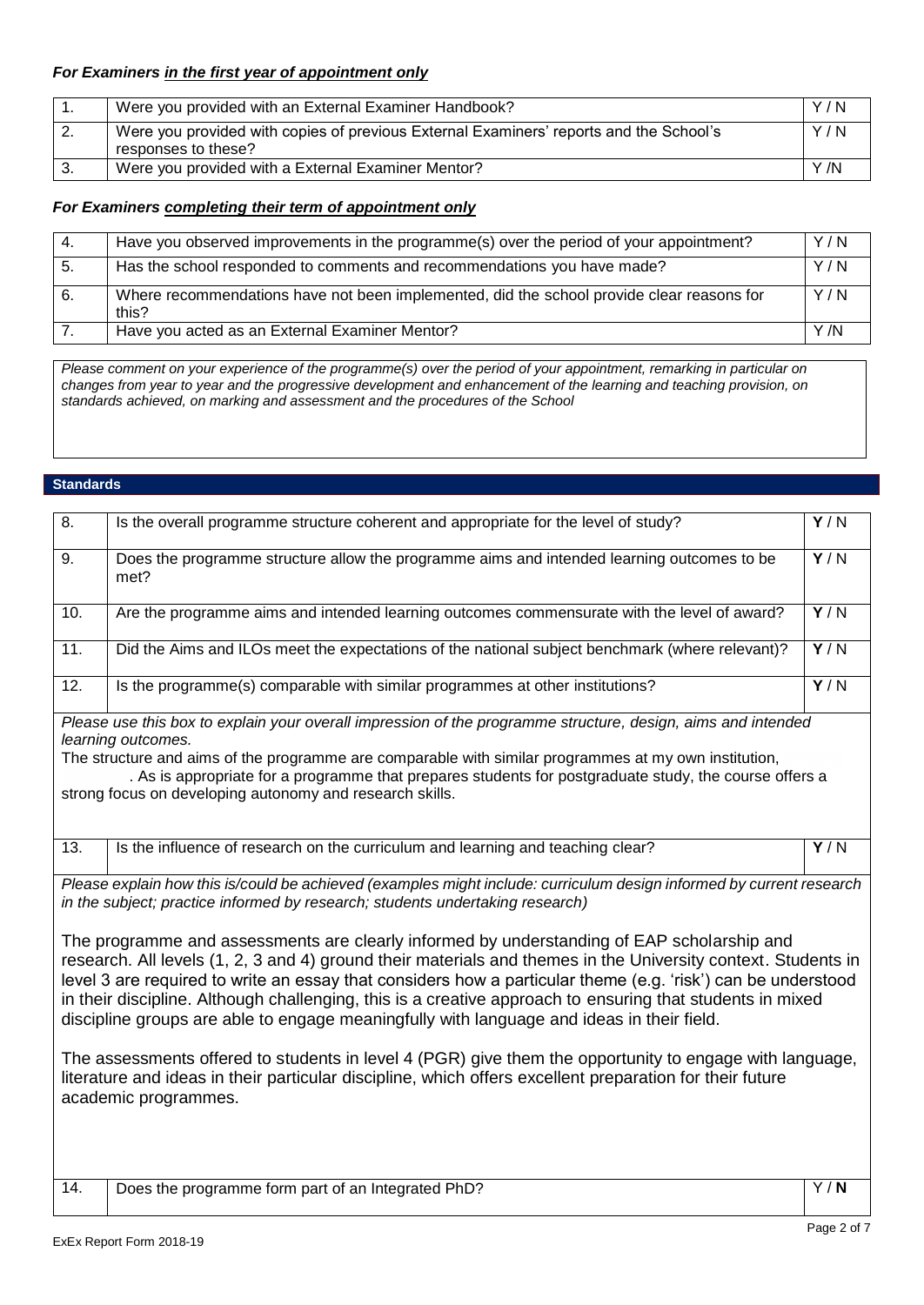### *For Examiners in the first year of appointment only*

| | | |
|---|---|---|
| 1. | Were you provided with an External Examiner Handbook? | Y / N |
| 2. | Were you provided with copies of previous External Examiners' reports and the School's responses to these? | Y / N |
| 3. | Were you provided with a External Examiner Mentor? | Y /N |

### *For Examiners completing their term of appointment only*

| | | |
|---|---|---|
| 4. | Have you observed improvements in the programme(s) over the period of your appointment? | Y / N |
| 5. | Has the school responded to comments and recommendations you have made? | Y / N |
| 6. | Where recommendations have not been implemented, did the school provide clear reasons for this? | Y / N |
| 7. | Have you acted as an External Examiner Mentor? | Y /N |

*Please comment on your experience of the programme(s) over the period of your appointment, remarking in particular on changes from year to year and the progressive development and enhancement of the learning and teaching provision, on standards achieved, on marking and assessment and the procedures of the School*

## Standards

| | | |
|---|---|---|
| 8. | Is the overall programme structure coherent and appropriate for the level of study? | **Y** / N |
| 9. | Does the programme structure allow the programme aims and intended learning outcomes to be met? | **Y** / N |
| 10. | Are the programme aims and intended learning outcomes commensurate with the level of award? | **Y** / N |
| 11. | Did the Aims and ILOs meet the expectations of the national subject benchmark (where relevant)? | **Y** / N |
| 12. | Is the programme(s) comparable with similar programmes at other institutions? | **Y** / N |

*Please use this box to explain your overall impression of the programme structure, design, aims and intended learning outcomes.*

The structure and aims of the programme are comparable with similar programmes at my own institution, . As is appropriate for a programme that prepares students for postgraduate study, the course offers a strong focus on developing autonomy and research skills.

| | | |
|---|---|---|
| 13. | Is the influence of research on the curriculum and learning and teaching clear? | **Y** / N |

*Please explain how this is/could be achieved (examples might include: curriculum design informed by current research in the subject; practice informed by research; students undertaking research)*

The programme and assessments are clearly informed by understanding of EAP scholarship and research. All levels (1, 2, 3 and 4) ground their materials and themes in the University context. Students in level 3 are required to write an essay that considers how a particular theme (e.g. 'risk') can be understood in their discipline. Although challenging, this is a creative approach to ensuring that students in mixed discipline groups are able to engage meaningfully with language and ideas in their field.

The assessments offered to students in level 4 (PGR) give them the opportunity to engage with language, literature and ideas in their particular discipline, which offers excellent preparation for their future academic programmes.

| | | |
|---|---|---|
| 14. | Does the programme form part of an Integrated PhD? | Y / **N** |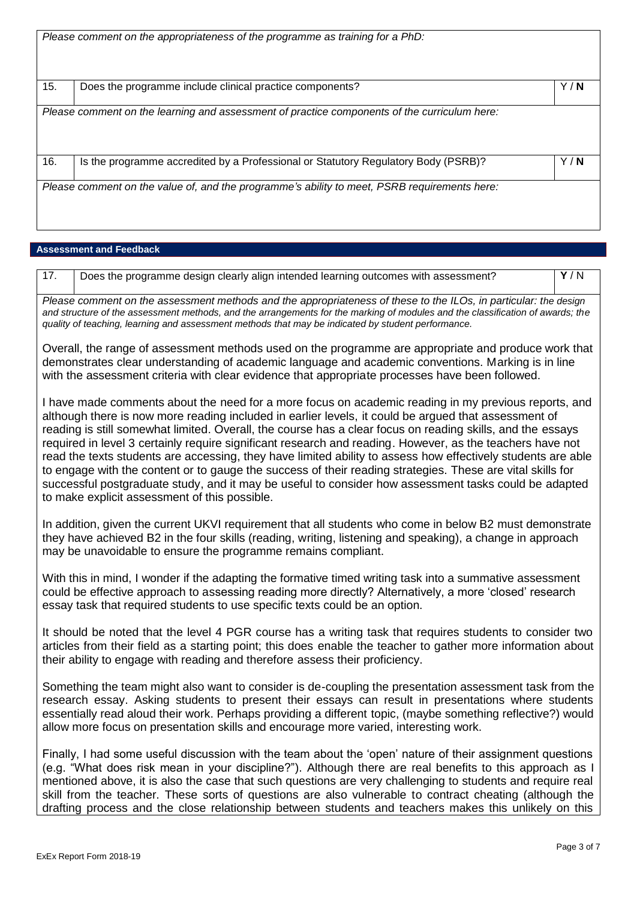*Please comment on the appropriateness of the programme as training for a PhD:*

| | | |
|---|---|---|
| 15. | Does the programme include clinical practice components? | Y / **N** |

*Please comment on the learning and assessment of practice components of the curriculum here:*

| | | |
|---|---|---|
| 16. | Is the programme accredited by a Professional or Statutory Regulatory Body (PSRB)? | Y / **N** |

*Please comment on the value of, and the programme's ability to meet, PSRB requirements here:*

## Assessment and Feedback

| | | |
|---|---|---|
| 17. | Does the programme design clearly align intended learning outcomes with assessment? | **Y** / N |

*Please comment on the assessment methods and the appropriateness of these to the ILOs, in particular: the design and structure of the assessment methods, and the arrangements for the marking of modules and the classification of awards; the quality of teaching, learning and assessment methods that may be indicated by student performance.*

Overall, the range of assessment methods used on the programme are appropriate and produce work that demonstrates clear understanding of academic language and academic conventions. Marking is in line with the assessment criteria with clear evidence that appropriate processes have been followed.

I have made comments about the need for a more focus on academic reading in my previous reports, and although there is now more reading included in earlier levels, it could be argued that assessment of reading is still somewhat limited. Overall, the course has a clear focus on reading skills, and the essays required in level 3 certainly require significant research and reading. However, as the teachers have not read the texts students are accessing, they have limited ability to assess how effectively students are able to engage with the content or to gauge the success of their reading strategies. These are vital skills for successful postgraduate study, and it may be useful to consider how assessment tasks could be adapted to make explicit assessment of this possible.

In addition, given the current UKVI requirement that all students who come in below B2 must demonstrate they have achieved B2 in the four skills (reading, writing, listening and speaking), a change in approach may be unavoidable to ensure the programme remains compliant.

With this in mind, I wonder if the adapting the formative timed writing task into a summative assessment could be effective approach to assessing reading more directly? Alternatively, a more 'closed' research essay task that required students to use specific texts could be an option.

It should be noted that the level 4 PGR course has a writing task that requires students to consider two articles from their field as a starting point; this does enable the teacher to gather more information about their ability to engage with reading and therefore assess their proficiency.

Something the team might also want to consider is de-coupling the presentation assessment task from the research essay. Asking students to present their essays can result in presentations where students essentially read aloud their work. Perhaps providing a different topic, (maybe something reflective?) would allow more focus on presentation skills and encourage more varied, interesting work.

Finally, I had some useful discussion with the team about the 'open' nature of their assignment questions (e.g. "What does risk mean in your discipline?"). Although there are real benefits to this approach as I mentioned above, it is also the case that such questions are very challenging to students and require real skill from the teacher. These sorts of questions are also vulnerable to contract cheating (although the drafting process and the close relationship between students and teachers makes this unlikely on this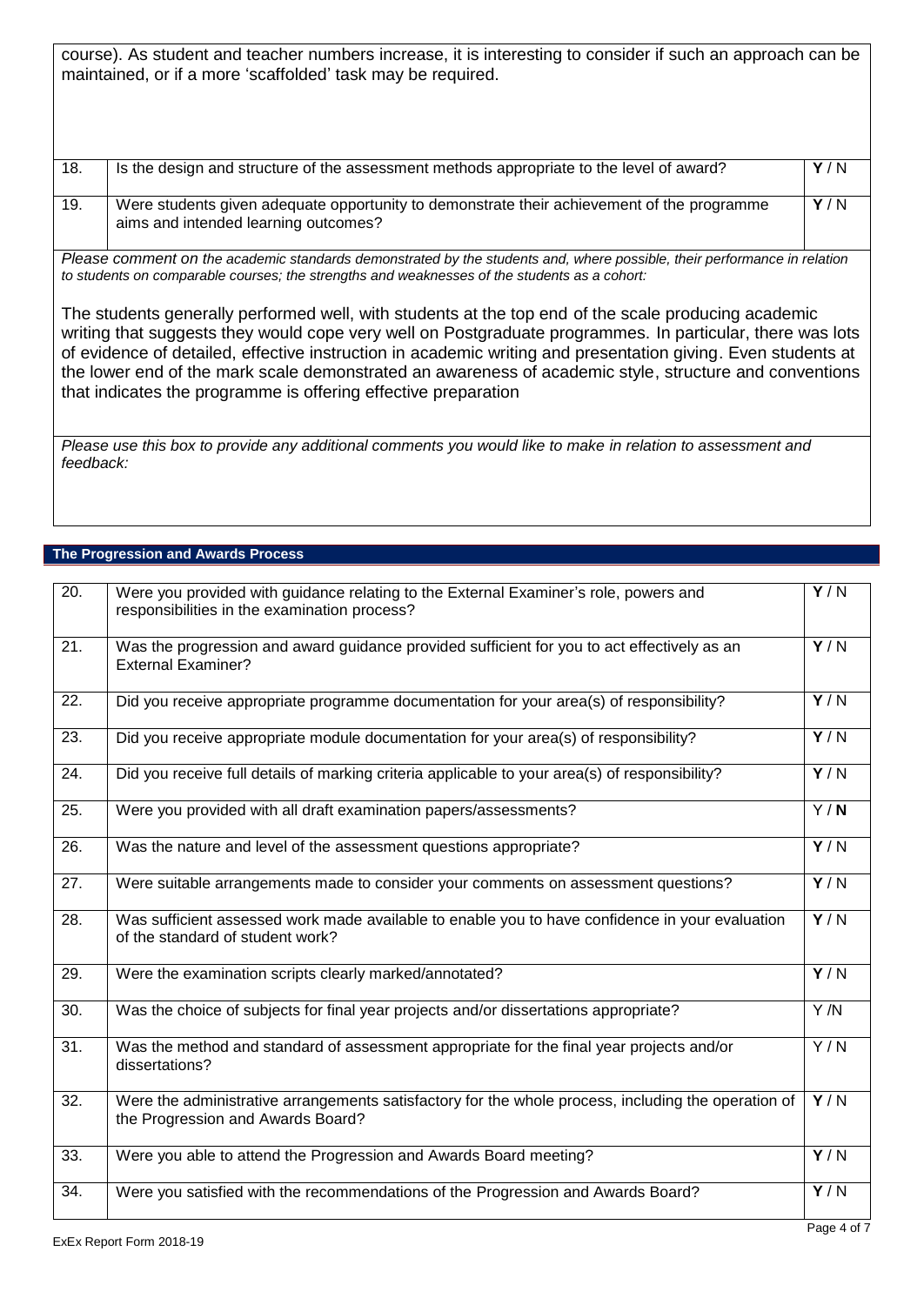course). As student and teacher numbers increase, it is interesting to consider if such an approach can be maintained, or if a more 'scaffolded' task may be required.

| | | |
|---|---|---|
| 18. | Is the design and structure of the assessment methods appropriate to the level of award? | **Y** / N |
| 19. | Were students given adequate opportunity to demonstrate their achievement of the programme aims and intended learning outcomes? | **Y** / N |

*Please comment on the academic standards demonstrated by the students and, where possible, their performance in relation to students on comparable courses; the strengths and weaknesses of the students as a cohort:*

The students generally performed well, with students at the top end of the scale producing academic writing that suggests they would cope very well on Postgraduate programmes. In particular, there was lots of evidence of detailed, effective instruction in academic writing and presentation giving. Even students at the lower end of the mark scale demonstrated an awareness of academic style, structure and conventions that indicates the programme is offering effective preparation

*Please use this box to provide any additional comments you would like to make in relation to assessment and feedback:*

## The Progression and Awards Process

| | | |
|---|---|---|
| 20. | Were you provided with guidance relating to the External Examiner's role, powers and responsibilities in the examination process? | **Y** / N |
| 21. | Was the progression and award guidance provided sufficient for you to act effectively as an External Examiner? | **Y** / N |
| 22. | Did you receive appropriate programme documentation for your area(s) of responsibility? | **Y** / N |
| 23. | Did you receive appropriate module documentation for your area(s) of responsibility? | **Y** / N |
| 24. | Did you receive full details of marking criteria applicable to your area(s) of responsibility? | **Y** / N |
| 25. | Were you provided with all draft examination papers/assessments? | Y / **N** |
| 26. | Was the nature and level of the assessment questions appropriate? | **Y** / N |
| 27. | Were suitable arrangements made to consider your comments on assessment questions? | **Y** / N |
| 28. | Was sufficient assessed work made available to enable you to have confidence in your evaluation of the standard of student work? | **Y** / N |
| 29. | Were the examination scripts clearly marked/annotated? | **Y** / N |
| 30. | Was the choice of subjects for final year projects and/or dissertations appropriate? | Y /N |
| 31. | Was the method and standard of assessment appropriate for the final year projects and/or dissertations? | Y / N |
| 32. | Were the administrative arrangements satisfactory for the whole process, including the operation of the Progression and Awards Board? | **Y** / N |
| 33. | Were you able to attend the Progression and Awards Board meeting? | **Y** / N |
| 34. | Were you satisfied with the recommendations of the Progression and Awards Board? | **Y** / N |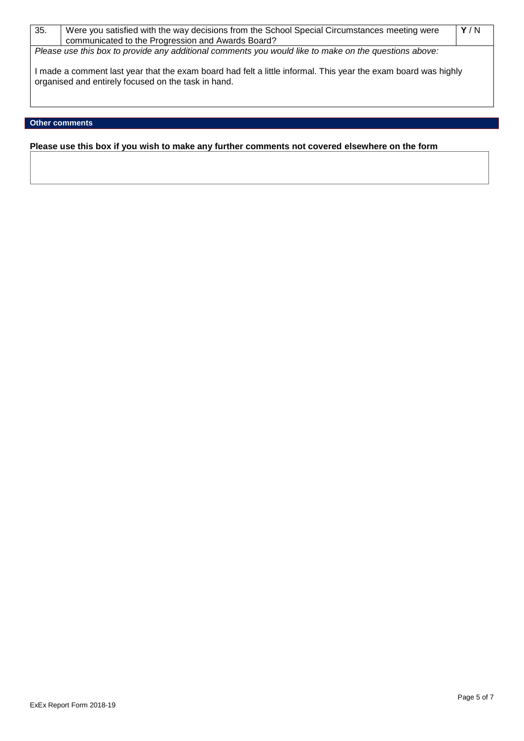| 35. | Were you satisfied with the way decisions from the School Special Circumstances meeting were communicated to the Progression and Awards Board? | **Y** / N |
|---|---|---|

*Please use this box to provide any additional comments you would like to make on the questions above:*

I made a comment last year that the exam board had felt a little informal. This year the exam board was highly organised and entirely focused on the task in hand.

## Other comments

**Please use this box if you wish to make any further comments not covered elsewhere on the form**

ExEx Report Form 2018-19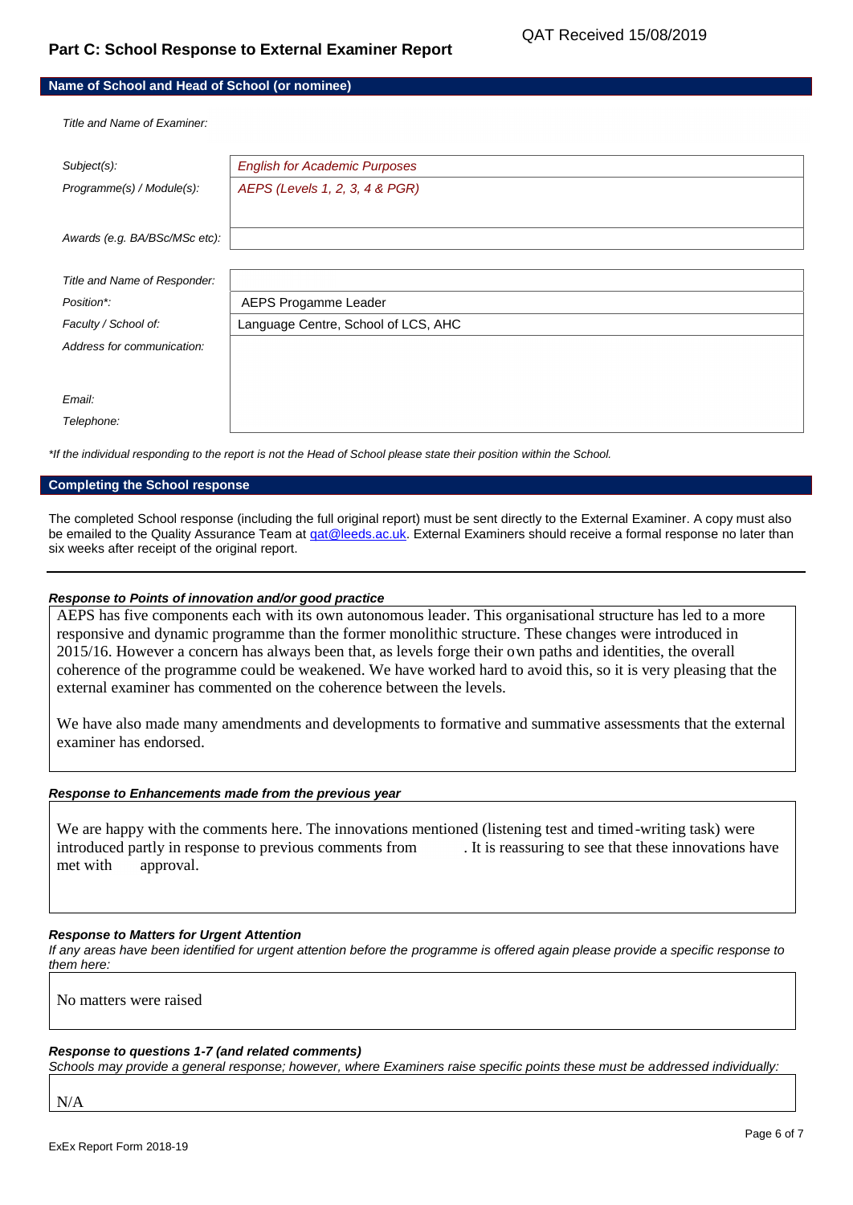QAT Received 15/08/2019

## Part C: School Response to External Examiner Report

### Name of School and Head of School (or nominee)

| | |
|---|---|
| *Title and Name of Examiner:* | |
| *Subject(s):* | *English for Academic Purposes* |
| *Programme(s) / Module(s):* | *AEPS (Levels 1, 2, 3, 4 & PGR)* |
| *Awards (e.g. BA/BSc/MSc etc):* | |
| *Title and Name of Responder:* | |
| *Position*:* | AEPS Progamme Leader |
| *Faculty / School of:* | Language Centre, School of LCS, AHC |
| *Address for communication:* | |
| *Email:* | |
| *Telephone:* | |

*If the individual responding to the report is not the Head of School please state their position within the School.*

### Completing the School response

The completed School response (including the full original report) must be sent directly to the External Examiner. A copy must also be emailed to the Quality Assurance Team at qat@leeds.ac.uk. External Examiners should receive a formal response no later than six weeks after receipt of the original report.

***Response to Points of innovation and/or good practice***

AEPS has five components each with its own autonomous leader. This organisational structure has led to a more responsive and dynamic programme than the former monolithic structure. These changes were introduced in 2015/16. However a concern has always been that, as levels forge their own paths and identities, the overall coherence of the programme could be weakened. We have worked hard to avoid this, so it is very pleasing that the external examiner has commented on the coherence between the levels.

We have also made many amendments and developments to formative and summative assessments that the external examiner has endorsed.

***Response to Enhancements made from the previous year***

We are happy with the comments here. The innovations mentioned (listening test and timed-writing task) were introduced partly in response to previous comments from . It is reassuring to see that these innovations have met with approval.

***Response to Matters for Urgent Attention***

*If any areas have been identified for urgent attention before the programme is offered again please provide a specific response to them here:*

No matters were raised

***Response to questions 1-7 (and related comments)***

*Schools may provide a general response; however, where Examiners raise specific points these must be addressed individually:*

N/A

ExEx Report Form 2018-19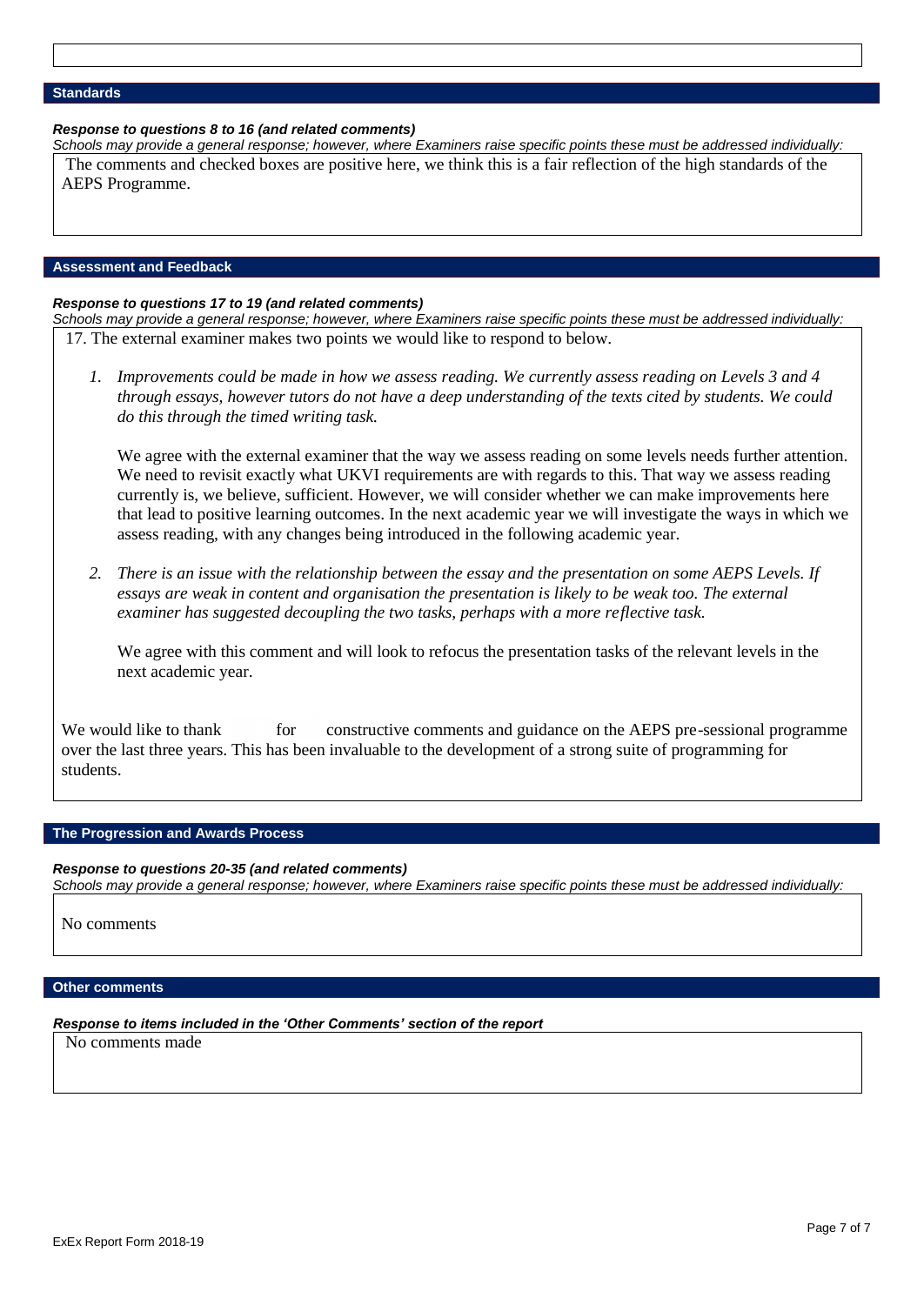## Standards

***Response to questions 8 to 16 (and related comments)***

*Schools may provide a general response; however, where Examiners raise specific points these must be addressed individually:*

The comments and checked boxes are positive here, we think this is a fair reflection of the high standards of the AEPS Programme.

## Assessment and Feedback

***Response to questions 17 to 19 (and related comments)***

*Schools may provide a general response; however, where Examiners raise specific points these must be addressed individually:*

17. The external examiner makes two points we would like to respond to below.

1. *Improvements could be made in how we assess reading. We currently assess reading on Levels 3 and 4 through essays, however tutors do not have a deep understanding of the texts cited by students. We could do this through the timed writing task.*

   We agree with the external examiner that the way we assess reading on some levels needs further attention. We need to revisit exactly what UKVI requirements are with regards to this. That way we assess reading currently is, we believe, sufficient. However, we will consider whether we can make improvements here that lead to positive learning outcomes. In the next academic year we will investigate the ways in which we assess reading, with any changes being introduced in the following academic year.

2. *There is an issue with the relationship between the essay and the presentation on some AEPS Levels. If essays are weak in content and organisation the presentation is likely to be weak too. The external examiner has suggested decoupling the two tasks, perhaps with a more reflective task.*

   We agree with this comment and will look to refocus the presentation tasks of the relevant levels in the next academic year.

We would like to thank for constructive comments and guidance on the AEPS pre-sessional programme over the last three years. This has been invaluable to the development of a strong suite of programming for students.

## The Progression and Awards Process

***Response to questions 20-35 (and related comments)***

*Schools may provide a general response; however, where Examiners raise specific points these must be addressed individually:*

No comments

## Other comments

***Response to items included in the 'Other Comments' section of the report***

No comments made

ExEx Report Form 2018-19